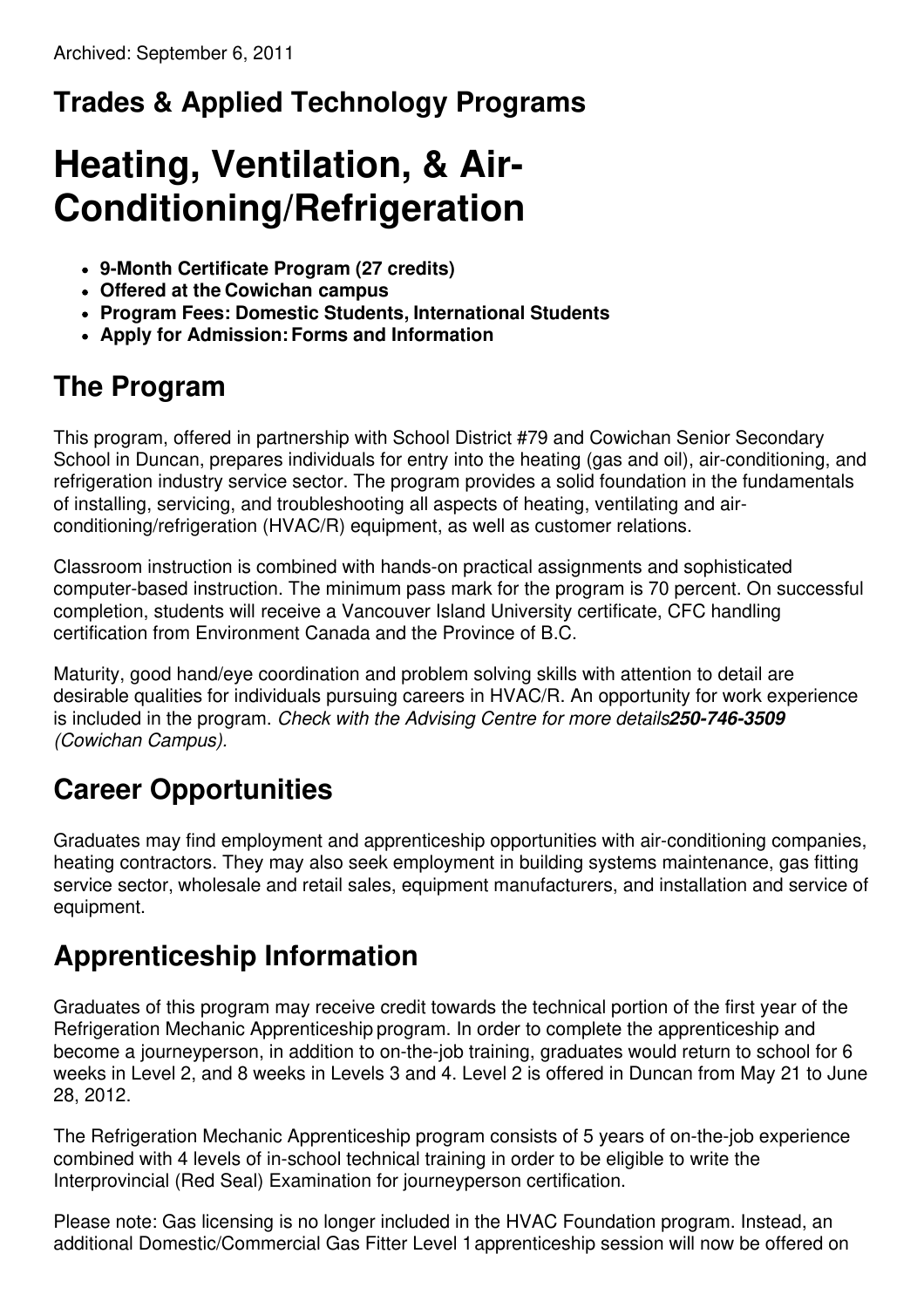Archived: September 6, 2011

## Trades & Applied Technology Programs

# Heating, Ventilation, & Air-Conditioning/Refrigeration

- **9-Month Certificate Program (27 credits)**
- **Offered at the Cowichan campus**
- **Program Fees: Domestic Students, International Students**
- **Apply for Admission: Forms and Information**

## The Program

This program, offered in partnership with School District #79 and Cowichan Senior Secondary School in Duncan, prepares individuals for entry into the heating (gas and oil), air-conditioning, and refrigeration industry service sector. The program provides a solid foundation in the fundamentals of installing, servicing, and troubleshooting all aspects of heating, ventilating and air-conditioning/refrigeration (HVAC/R) equipment, as well as customer relations.

Classroom instruction is combined with hands-on practical assignments and sophisticated computer-based instruction. The minimum pass mark for the program is 70 percent. On successful completion, students will receive a Vancouver Island University certificate, CFC handling certification from Environment Canada and the Province of B.C.

Maturity, good hand/eye coordination and problem solving skills with attention to detail are desirable qualities for individuals pursuing careers in HVAC/R. An opportunity for work experience is included in the program. *Check with the Advising Centre for more details* ***250-746-3509*** *(Cowichan Campus).*

## Career Opportunities

Graduates may find employment and apprenticeship opportunities with air-conditioning companies, heating contractors. They may also seek employment in building systems maintenance, gas fitting service sector, wholesale and retail sales, equipment manufacturers, and installation and service of equipment.

## Apprenticeship Information

Graduates of this program may receive credit towards the technical portion of the first year of the Refrigeration Mechanic Apprenticeship program. In order to complete the apprenticeship and become a journeyperson, in addition to on-the-job training, graduates would return to school for 6 weeks in Level 2, and 8 weeks in Levels 3 and 4. Level 2 is offered in Duncan from May 21 to June 28, 2012.

The Refrigeration Mechanic Apprenticeship program consists of 5 years of on-the-job experience combined with 4 levels of in-school technical training in order to be eligible to write the Interprovincial (Red Seal) Examination for journeyperson certification.

Please note: Gas licensing is no longer included in the HVAC Foundation program. Instead, an additional Domestic/Commercial Gas Fitter Level 1 apprenticeship session will now be offered on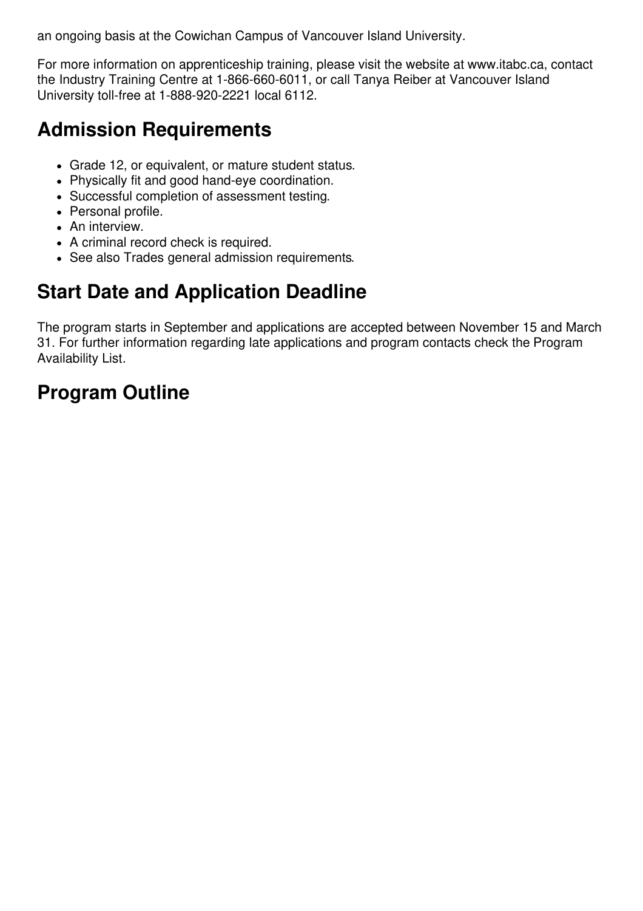an ongoing basis at the Cowichan Campus of Vancouver Island University.

For more information on apprenticeship training, please visit the website at www.itabc.ca, contact the Industry Training Centre at 1-866-660-6011, or call Tanya Reiber at Vancouver Island University toll-free at 1-888-920-2221 local 6112.

## Admission Requirements

- Grade 12, or equivalent, or mature student status.
- Physically fit and good hand-eye coordination.
- Successful completion of assessment testing.
- Personal profile.
- An interview.
- A criminal record check is required.
- See also Trades general admission requirements.

## Start Date and Application Deadline

The program starts in September and applications are accepted between November 15 and March 31. For further information regarding late applications and program contacts check the Program Availability List.

## Program Outline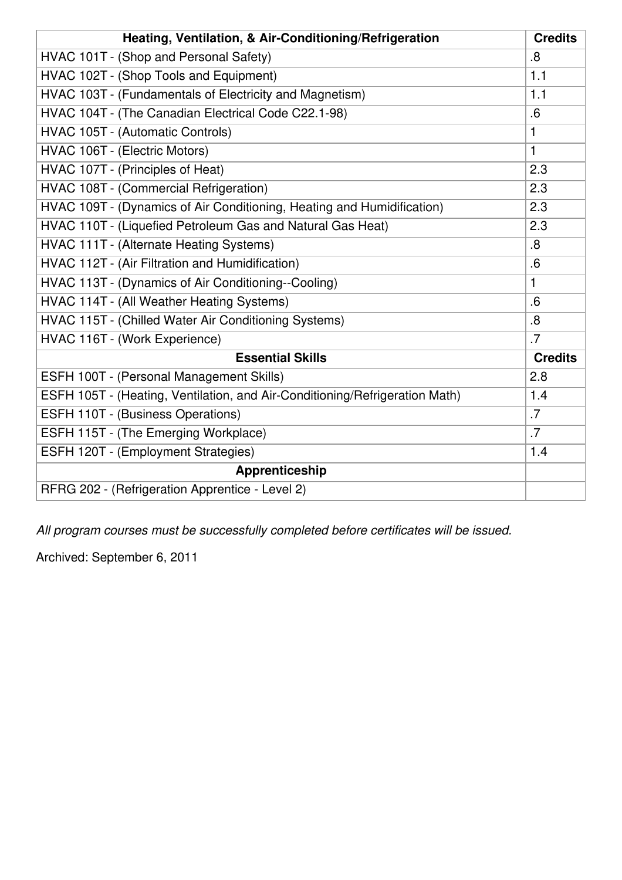| Heating, Ventilation, & Air-Conditioning/Refrigeration | Credits |
| --- | --- |
| HVAC 101T - (Shop and Personal Safety) | .8 |
| HVAC 102T - (Shop Tools and Equipment) | 1.1 |
| HVAC 103T - (Fundamentals of Electricity and Magnetism) | 1.1 |
| HVAC 104T - (The Canadian Electrical Code C22.1-98) | .6 |
| HVAC 105T - (Automatic Controls) | 1 |
| HVAC 106T - (Electric Motors) | 1 |
| HVAC 107T - (Principles of Heat) | 2.3 |
| HVAC 108T - (Commercial Refrigeration) | 2.3 |
| HVAC 109T - (Dynamics of Air Conditioning, Heating and Humidification) | 2.3 |
| HVAC 110T - (Liquefied Petroleum Gas and Natural Gas Heat) | 2.3 |
| HVAC 111T - (Alternate Heating Systems) | .8 |
| HVAC 112T - (Air Filtration and Humidification) | .6 |
| HVAC 113T - (Dynamics of Air Conditioning--Cooling) | 1 |
| HVAC 114T - (All Weather Heating Systems) | .6 |
| HVAC 115T - (Chilled Water Air Conditioning Systems) | .8 |
| HVAC 116T - (Work Experience) | .7 |
| **Essential Skills** | **Credits** |
| ESFH 100T - (Personal Management Skills) | 2.8 |
| ESFH 105T - (Heating, Ventilation, and Air-Conditioning/Refrigeration Math) | 1.4 |
| ESFH 110T - (Business Operations) | .7 |
| ESFH 115T - (The Emerging Workplace) | .7 |
| ESFH 120T - (Employment Strategies) | 1.4 |
| **Apprenticeship** | |
| RFRG 202 - (Refrigeration Apprentice - Level 2) | |

*All program courses must be successfully completed before certificates will be issued.*

Archived: September 6, 2011